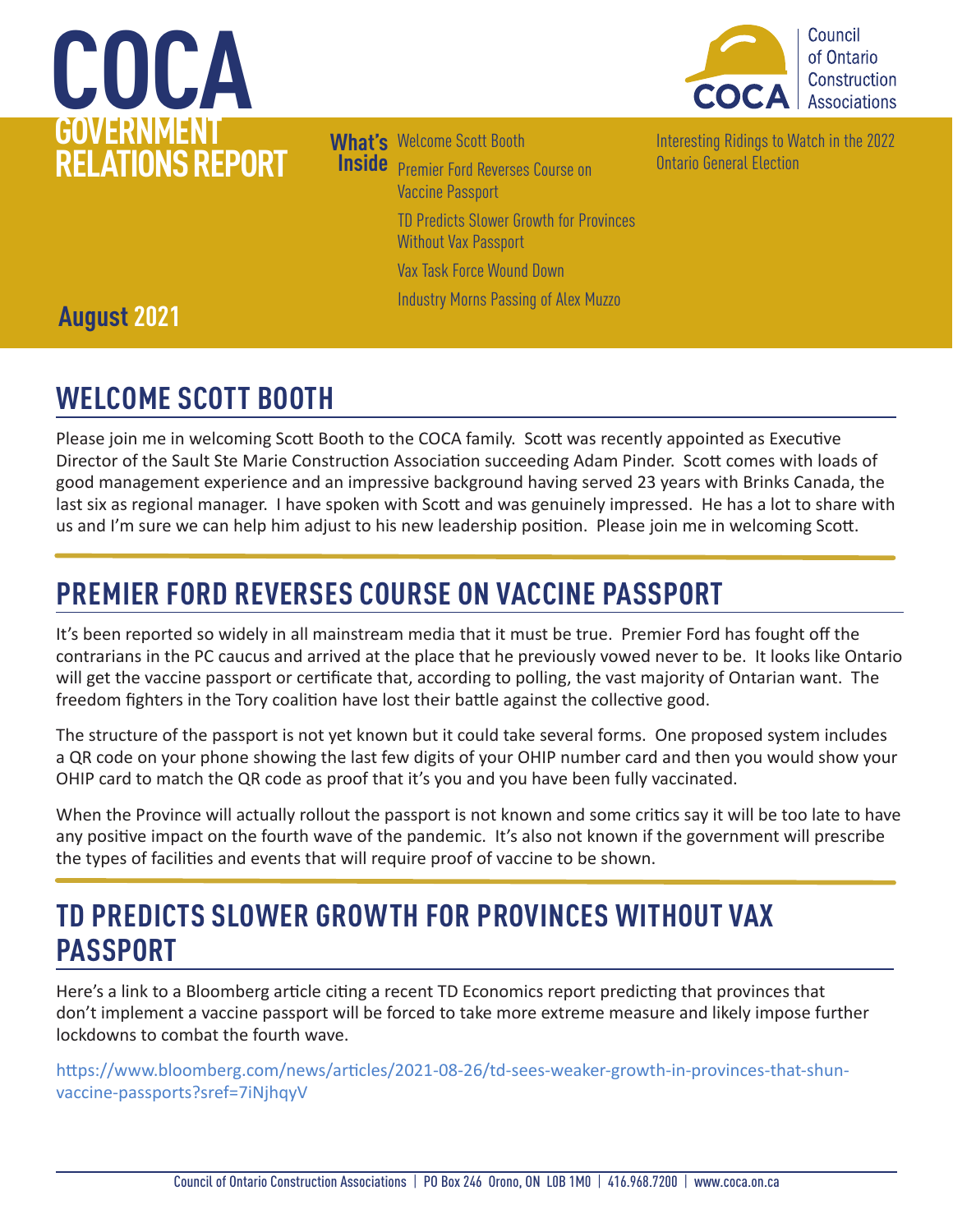# COCA GOVERNMENT RELATIONS REPORT

Council of Ontario Construction Associations

**August 2021**

**What's Inside**

- Welcome Scott Booth
- Premier Ford Reverses Course on Vaccine Passport
- TD Predicts Slower Growth for Provinces Without Vax Passport
- Vax Task Force Wound Down
- Industry Morns Passing of Alex Muzzo
- Interesting Ridings to Watch in the 2022 Ontario General Election

## WELCOME SCOTT BOOTH

Please join me in welcoming Scott Booth to the COCA family. Scott was recently appointed as Executive Director of the Sault Ste Marie Construction Association succeeding Adam Pinder. Scott comes with loads of good management experience and an impressive background having served 23 years with Brinks Canada, the last six as regional manager. I have spoken with Scott and was genuinely impressed. He has a lot to share with us and I'm sure we can help him adjust to his new leadership position. Please join me in welcoming Scott.

## PREMIER FORD REVERSES COURSE ON VACCINE PASSPORT

It's been reported so widely in all mainstream media that it must be true. Premier Ford has fought off the contrarians in the PC caucus and arrived at the place that he previously vowed never to be. It looks like Ontario will get the vaccine passport or certificate that, according to polling, the vast majority of Ontarian want. The freedom fighters in the Tory coalition have lost their battle against the collective good.

The structure of the passport is not yet known but it could take several forms. One proposed system includes a QR code on your phone showing the last few digits of your OHIP number card and then you would show your OHIP card to match the QR code as proof that it's you and you have been fully vaccinated.

When the Province will actually rollout the passport is not known and some critics say it will be too late to have any positive impact on the fourth wave of the pandemic. It's also not known if the government will prescribe the types of facilities and events that will require proof of vaccine to be shown.

## TD PREDICTS SLOWER GROWTH FOR PROVINCES WITHOUT VAX PASSPORT

Here's a link to a Bloomberg article citing a recent TD Economics report predicting that provinces that don't implement a vaccine passport will be forced to take more extreme measure and likely impose further lockdowns to combat the fourth wave.

https://www.bloomberg.com/news/articles/2021-08-26/td-sees-weaker-growth-in-provinces-that-shun-vaccine-passports?sref=7iNjhqyV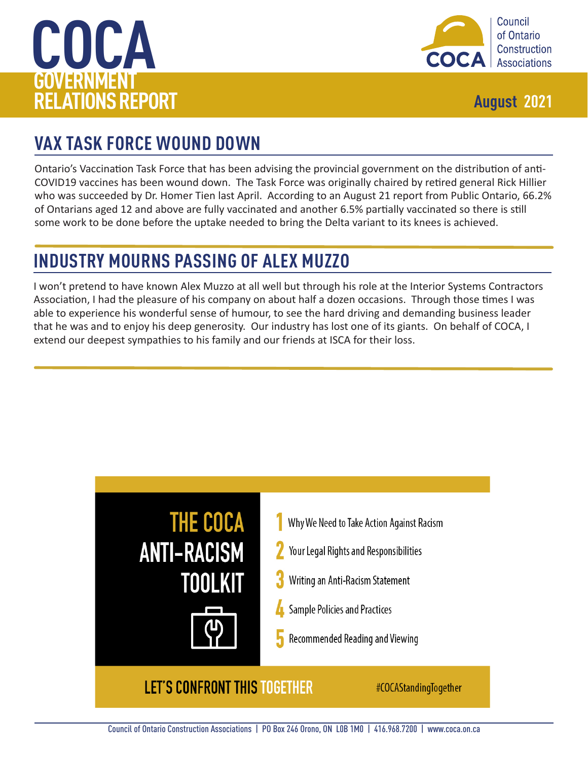# COCA GOVERNMENT RELATIONS REPORT

Council of Ontario Construction Associations

August 2021

## VAX TASK FORCE WOUND DOWN

Ontario's Vaccination Task Force that has been advising the provincial government on the distribution of anti-COVID19 vaccines has been wound down. The Task Force was originally chaired by retired general Rick Hillier who was succeeded by Dr. Homer Tien last April. According to an August 21 report from Public Ontario, 66.2% of Ontarians aged 12 and above are fully vaccinated and another 6.5% partially vaccinated so there is still some work to be done before the uptake needed to bring the Delta variant to its knees is achieved.

## INDUSTRY MOURNS PASSING OF ALEX MUZZO

I won't pretend to have known Alex Muzzo at all well but through his role at the Interior Systems Contractors Association, I had the pleasure of his company on about half a dozen occasions. Through those times I was able to experience his wonderful sense of humour, to see the hard driving and demanding business leader that he was and to enjoy his deep generosity. Our industry has lost one of its giants. On behalf of COCA, I extend our deepest sympathies to his family and our friends at ISCA for their loss.

## THE COCA ANTI-RACISM TOOLKIT

1. Why We Need to Take Action Against Racism
2. Your Legal Rights and Responsibilities
3. Writing an Anti-Racism Statement
4. Sample Policies and Practices
5. Recommended Reading and Viewing

LET'S CONFRONT THIS TOGETHER

#COCAStandingTogether

Council of Ontario Construction Associations | PO Box 246 Orono, ON L0B 1M0 | 416.968.7200 | www.coca.on.ca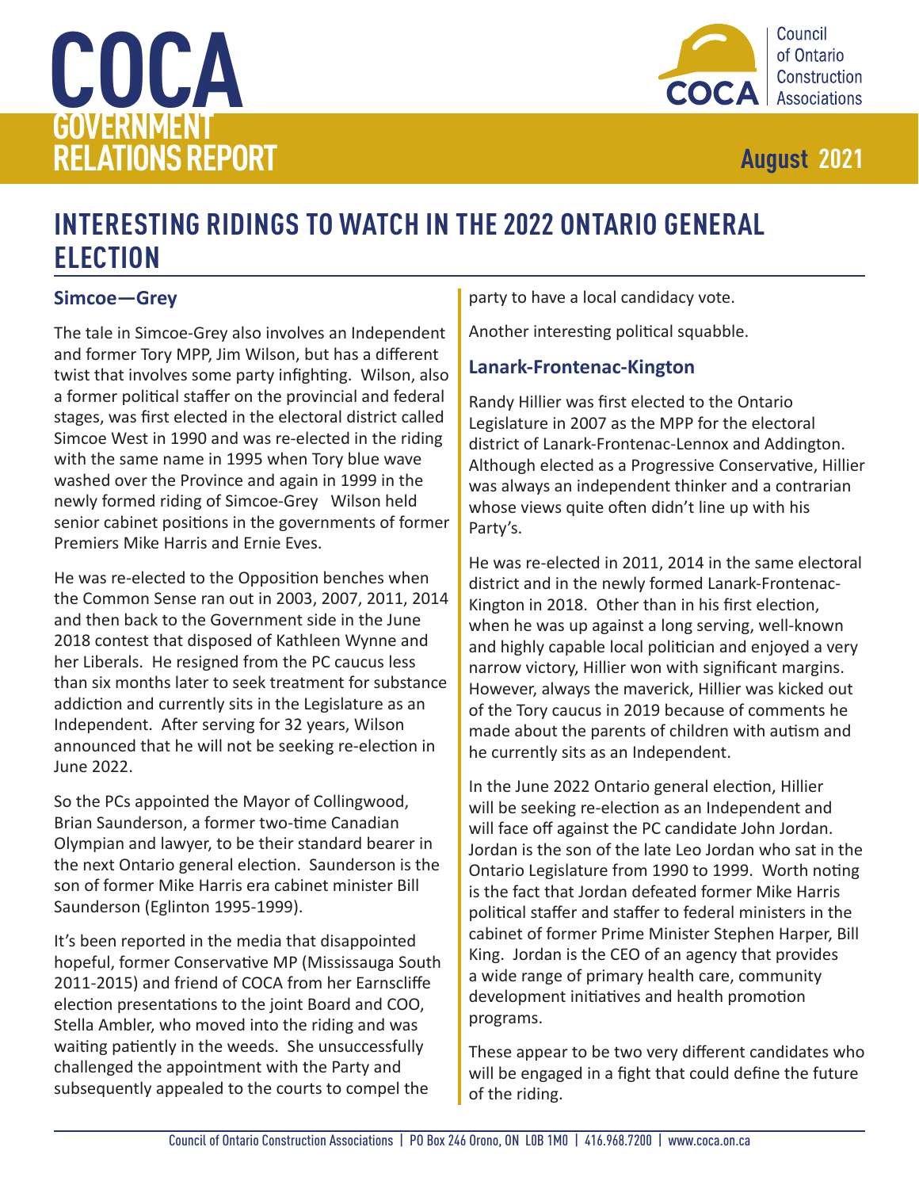# INTERESTING RIDINGS TO WATCH IN THE 2022 ONTARIO GENERAL ELECTION

## Simcoe—Grey

The tale in Simcoe-Grey also involves an Independent and former Tory MPP, Jim Wilson, but has a different twist that involves some party infighting. Wilson, also a former political staffer on the provincial and federal stages, was first elected in the electoral district called Simcoe West in 1990 and was re-elected in the riding with the same name in 1995 when Tory blue wave washed over the Province and again in 1999 in the newly formed riding of Simcoe-Grey Wilson held senior cabinet positions in the governments of former Premiers Mike Harris and Ernie Eves.

He was re-elected to the Opposition benches when the Common Sense ran out in 2003, 2007, 2011, 2014 and then back to the Government side in the June 2018 contest that disposed of Kathleen Wynne and her Liberals. He resigned from the PC caucus less than six months later to seek treatment for substance addiction and currently sits in the Legislature as an Independent. After serving for 32 years, Wilson announced that he will not be seeking re-election in June 2022.

So the PCs appointed the Mayor of Collingwood, Brian Saunderson, a former two-time Canadian Olympian and lawyer, to be their standard bearer in the next Ontario general election. Saunderson is the son of former Mike Harris era cabinet minister Bill Saunderson (Eglinton 1995-1999).

It's been reported in the media that disappointed hopeful, former Conservative MP (Mississauga South 2011-2015) and friend of COCA from her Earnscliffe election presentations to the joint Board and COO, Stella Ambler, who moved into the riding and was waiting patiently in the weeds. She unsuccessfully challenged the appointment with the Party and subsequently appealed to the courts to compel the party to have a local candidacy vote.

Another interesting political squabble.

## Lanark-Frontenac-Kington

Randy Hillier was first elected to the Ontario Legislature in 2007 as the MPP for the electoral district of Lanark-Frontenac-Lennox and Addington. Although elected as a Progressive Conservative, Hillier was always an independent thinker and a contrarian whose views quite often didn't line up with his Party's.

He was re-elected in 2011, 2014 in the same electoral district and in the newly formed Lanark-Frontenac-Kington in 2018. Other than in his first election, when he was up against a long serving, well-known and highly capable local politician and enjoyed a very narrow victory, Hillier won with significant margins. However, always the maverick, Hillier was kicked out of the Tory caucus in 2019 because of comments he made about the parents of children with autism and he currently sits as an Independent.

In the June 2022 Ontario general election, Hillier will be seeking re-election as an Independent and will face off against the PC candidate John Jordan. Jordan is the son of the late Leo Jordan who sat in the Ontario Legislature from 1990 to 1999. Worth noting is the fact that Jordan defeated former Mike Harris political staffer and staffer to federal ministers in the cabinet of former Prime Minister Stephen Harper, Bill King. Jordan is the CEO of an agency that provides a wide range of primary health care, community development initiatives and health promotion programs.

These appear to be two very different candidates who will be engaged in a fight that could define the future of the riding.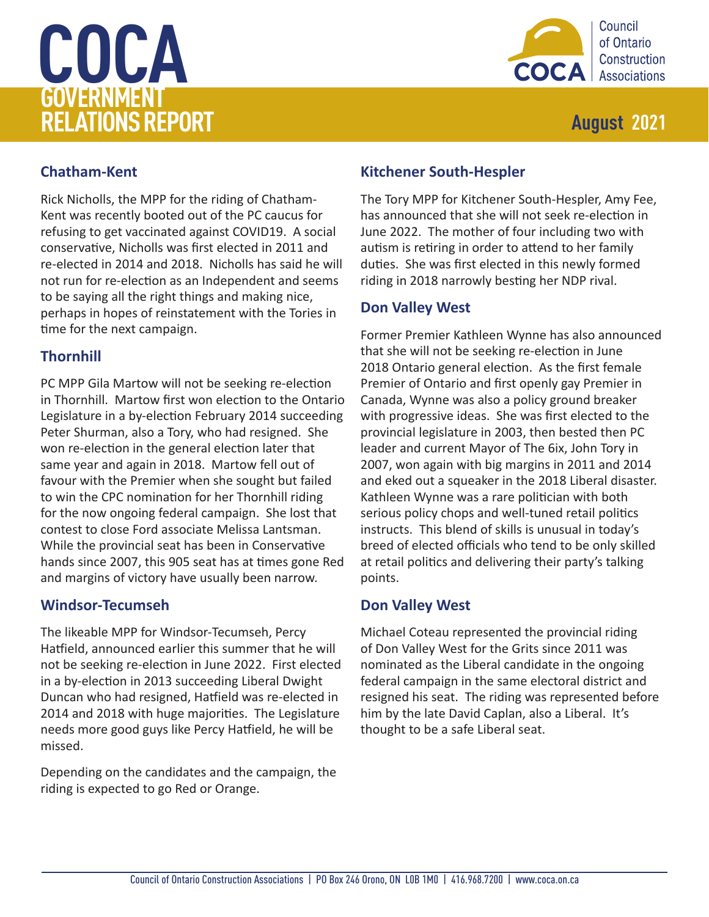# COCA GOVERNMENT RELATIONS REPORT

August 2021

## Chatham-Kent

Rick Nicholls, the MPP for the riding of Chatham-Kent was recently booted out of the PC caucus for refusing to get vaccinated against COVID19. A social conservative, Nicholls was first elected in 2011 and re-elected in 2014 and 2018. Nicholls has said he will not run for re-election as an Independent and seems to be saying all the right things and making nice, perhaps in hopes of reinstatement with the Tories in time for the next campaign.

## Thornhill

PC MPP Gila Martow will not be seeking re-election in Thornhill. Martow first won election to the Ontario Legislature in a by-election February 2014 succeeding Peter Shurman, also a Tory, who had resigned. She won re-election in the general election later that same year and again in 2018. Martow fell out of favour with the Premier when she sought but failed to win the CPC nomination for her Thornhill riding for the now ongoing federal campaign. She lost that contest to close Ford associate Melissa Lantsman. While the provincial seat has been in Conservative hands since 2007, this 905 seat has at times gone Red and margins of victory have usually been narrow.

## Windsor-Tecumseh

The likeable MPP for Windsor-Tecumseh, Percy Hatfield, announced earlier this summer that he will not be seeking re-election in June 2022. First elected in a by-election in 2013 succeeding Liberal Dwight Duncan who had resigned, Hatfield was re-elected in 2014 and 2018 with huge majorities. The Legislature needs more good guys like Percy Hatfield, he will be missed.

Depending on the candidates and the campaign, the riding is expected to go Red or Orange.

## Kitchener South-Hespler

The Tory MPP for Kitchener South-Hespler, Amy Fee, has announced that she will not seek re-election in June 2022. The mother of four including two with autism is retiring in order to attend to her family duties. She was first elected in this newly formed riding in 2018 narrowly besting her NDP rival.

## Don Valley West

Former Premier Kathleen Wynne has also announced that she will not be seeking re-election in June 2018 Ontario general election. As the first female Premier of Ontario and first openly gay Premier in Canada, Wynne was also a policy ground breaker with progressive ideas. She was first elected to the provincial legislature in 2003, then bested then PC leader and current Mayor of The 6ix, John Tory in 2007, won again with big margins in 2011 and 2014 and eked out a squeaker in the 2018 Liberal disaster. Kathleen Wynne was a rare politician with both serious policy chops and well-tuned retail politics instructs. This blend of skills is unusual in today's breed of elected officials who tend to be only skilled at retail politics and delivering their party's talking points.

## Don Valley West

Michael Coteau represented the provincial riding of Don Valley West for the Grits since 2011 was nominated as the Liberal candidate in the ongoing federal campaign in the same electoral district and resigned his seat. The riding was represented before him by the late David Caplan, also a Liberal. It's thought to be a safe Liberal seat.